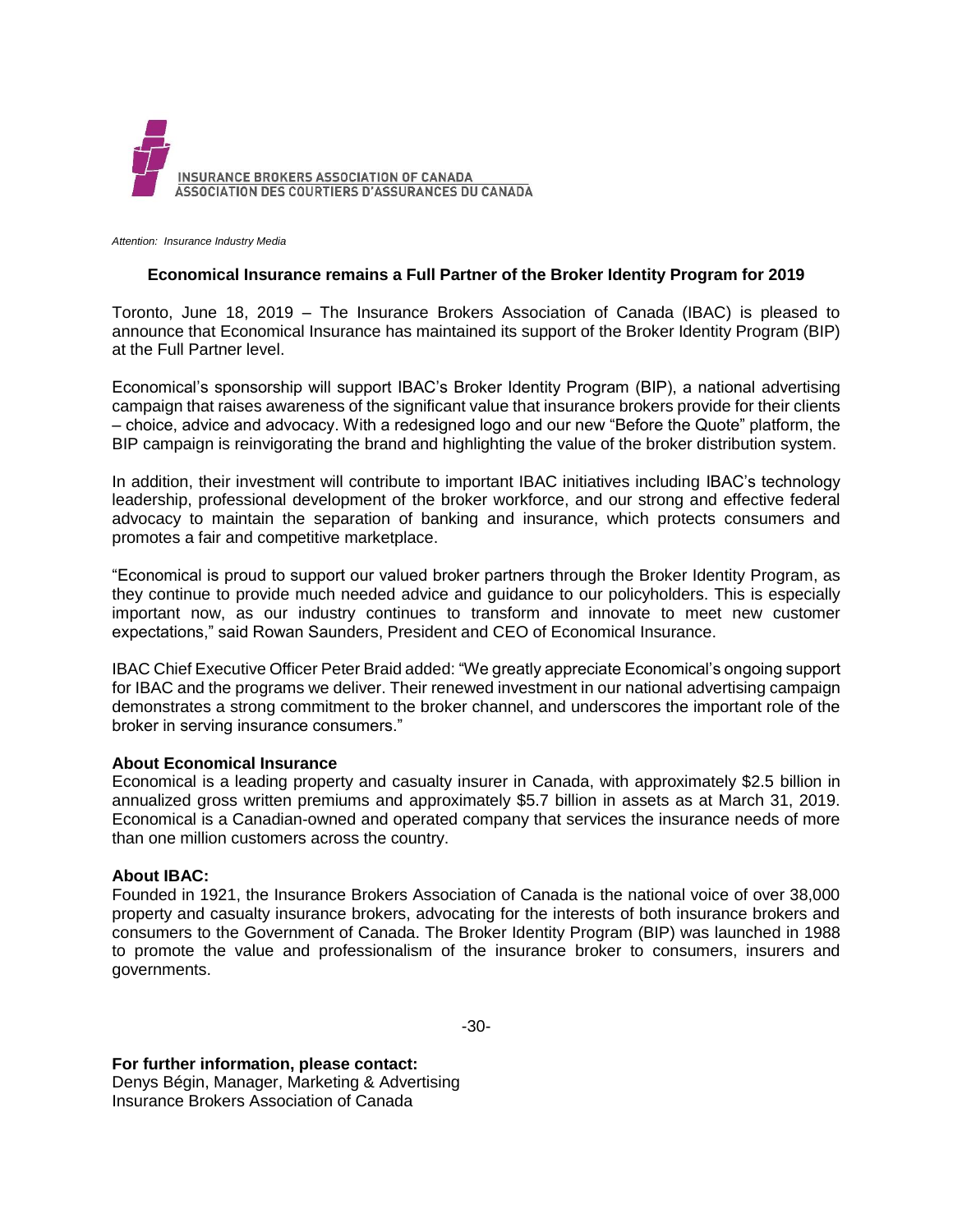INSURANCE BROKERS ASSOCIATION OF CANADA
ASSOCIATION DES COURTIERS D'ASSURANCES DU CANADA

*Attention: Insurance Industry Media*

## Economical Insurance remains a Full Partner of the Broker Identity Program for 2019

Toronto, June 18, 2019 – The Insurance Brokers Association of Canada (IBAC) is pleased to announce that Economical Insurance has maintained its support of the Broker Identity Program (BIP) at the Full Partner level.

Economical's sponsorship will support IBAC's Broker Identity Program (BIP), a national advertising campaign that raises awareness of the significant value that insurance brokers provide for their clients – choice, advice and advocacy. With a redesigned logo and our new "Before the Quote" platform, the BIP campaign is reinvigorating the brand and highlighting the value of the broker distribution system.

In addition, their investment will contribute to important IBAC initiatives including IBAC's technology leadership, professional development of the broker workforce, and our strong and effective federal advocacy to maintain the separation of banking and insurance, which protects consumers and promotes a fair and competitive marketplace.

"Economical is proud to support our valued broker partners through the Broker Identity Program, as they continue to provide much needed advice and guidance to our policyholders. This is especially important now, as our industry continues to transform and innovate to meet new customer expectations," said Rowan Saunders, President and CEO of Economical Insurance.

IBAC Chief Executive Officer Peter Braid added: "We greatly appreciate Economical's ongoing support for IBAC and the programs we deliver. Their renewed investment in our national advertising campaign demonstrates a strong commitment to the broker channel, and underscores the important role of the broker in serving insurance consumers."

**About Economical Insurance**
Economical is a leading property and casualty insurer in Canada, with approximately $2.5 billion in annualized gross written premiums and approximately $5.7 billion in assets as at March 31, 2019. Economical is a Canadian-owned and operated company that services the insurance needs of more than one million customers across the country.

**About IBAC:**
Founded in 1921, the Insurance Brokers Association of Canada is the national voice of over 38,000 property and casualty insurance brokers, advocating for the interests of both insurance brokers and consumers to the Government of Canada. The Broker Identity Program (BIP) was launched in 1988 to promote the value and professionalism of the insurance broker to consumers, insurers and governments.

-30-

**For further information, please contact:**
Denys Bégin, Manager, Marketing & Advertising
Insurance Brokers Association of Canada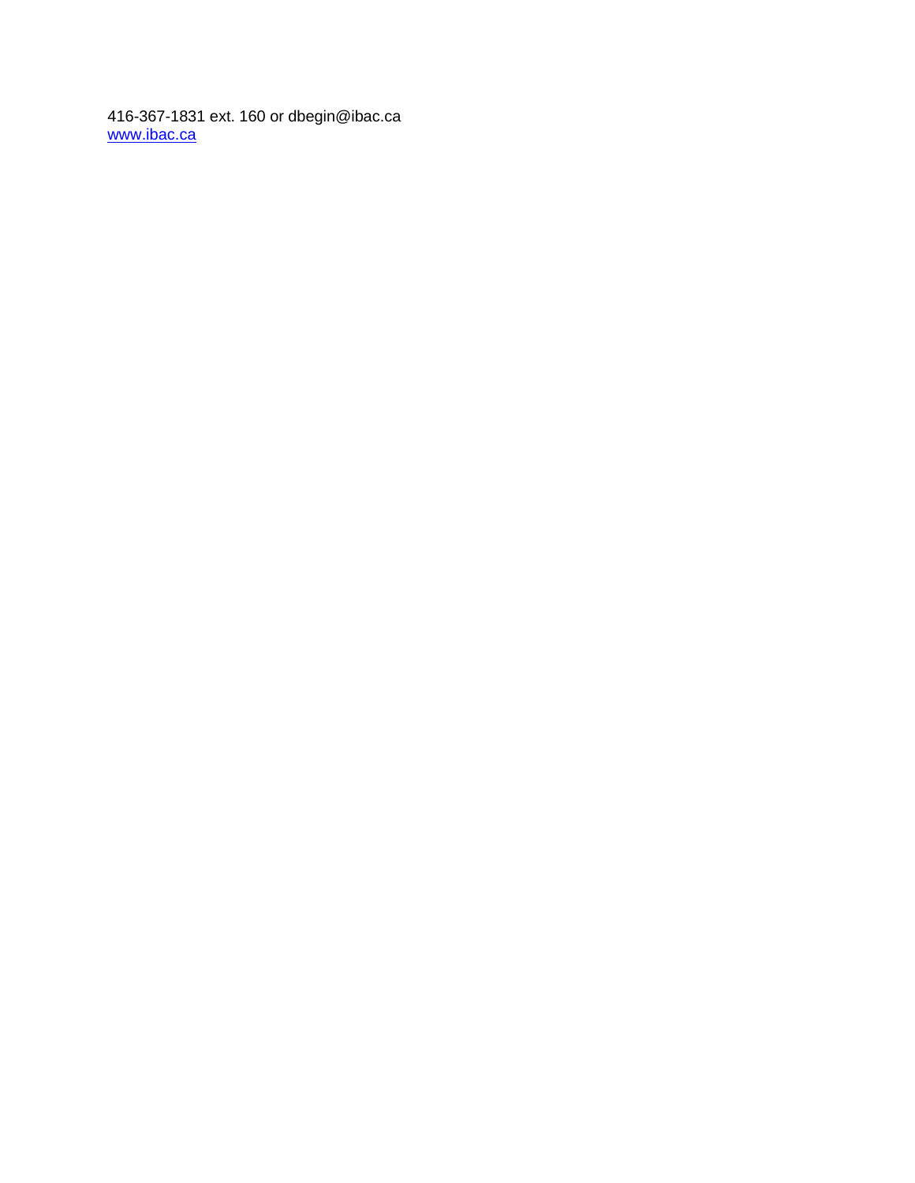416-367-1831 ext. 160 or dbegin@ibac.ca
[www.ibac.ca](http://www.ibac.ca)